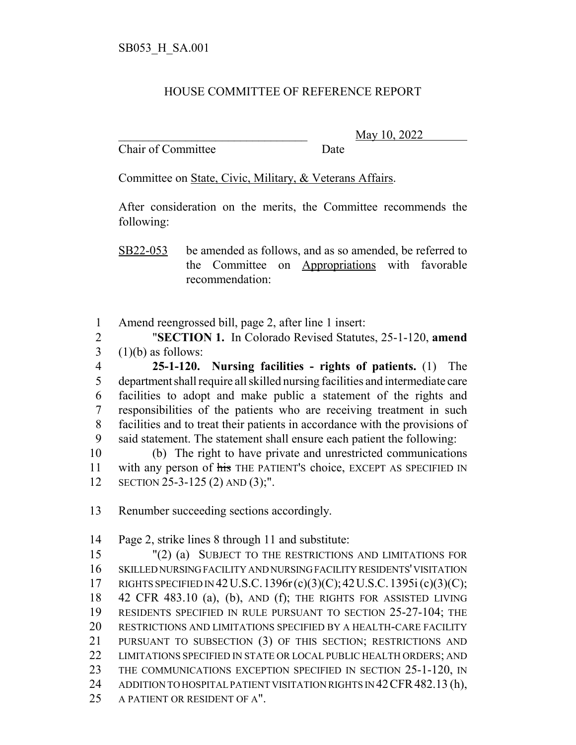SB053_H_SA.001

HOUSE COMMITTEE OF REFERENCE REPORT

\_\_\_\_\_\_\_\_\_\_\_\_\_\_\_\_\_\_\_\_\_\_\_\_\_\_\_\_\_\_\_\_ May 10, 2022
Chair of Committee Date

Committee on State, Civic, Military, & Veterans Affairs.

After consideration on the merits, the Committee recommends the following:

SB22-053 be amended as follows, and as so amended, be referred to the Committee on Appropriations with favorable recommendation:

1 Amend reengrossed bill, page 2, after line 1 insert:
2 "**SECTION 1.** In Colorado Revised Statutes, 25-1-120, **amend**
3 (1)(b) as follows:
4 **25-1-120. Nursing facilities - rights of patients.** (1) The
5 department shall require all skilled nursing facilities and intermediate care
6 facilities to adopt and make public a statement of the rights and
7 responsibilities of the patients who are receiving treatment in such
8 facilities and to treat their patients in accordance with the provisions of
9 said statement. The statement shall ensure each patient the following:
10 (b) The right to have private and unrestricted communications
11 with any person of ~~his~~ THE PATIENT'S choice, EXCEPT AS SPECIFIED IN
12 SECTION 25-3-125 (2) AND (3);".

13 Renumber succeeding sections accordingly.

14 Page 2, strike lines 8 through 11 and substitute:
15 "(2) (a) SUBJECT TO THE RESTRICTIONS AND LIMITATIONS FOR
16 SKILLED NURSING FACILITY AND NURSING FACILITY RESIDENTS' VISITATION
17 RIGHTS SPECIFIED IN 42 U.S.C. 1396r (c)(3)(C); 42 U.S.C. 1395i (c)(3)(C);
18 42 CFR 483.10 (a), (b), AND (f); THE RIGHTS FOR ASSISTED LIVING
19 RESIDENTS SPECIFIED IN RULE PURSUANT TO SECTION 25-27-104; THE
20 RESTRICTIONS AND LIMITATIONS SPECIFIED BY A HEALTH-CARE FACILITY
21 PURSUANT TO SUBSECTION (3) OF THIS SECTION; RESTRICTIONS AND
22 LIMITATIONS SPECIFIED IN STATE OR LOCAL PUBLIC HEALTH ORDERS; AND
23 THE COMMUNICATIONS EXCEPTION SPECIFIED IN SECTION 25-1-120, IN
24 ADDITION TO HOSPITAL PATIENT VISITATION RIGHTS IN 42 CFR 482.13 (h),
25 A PATIENT OR RESIDENT OF A".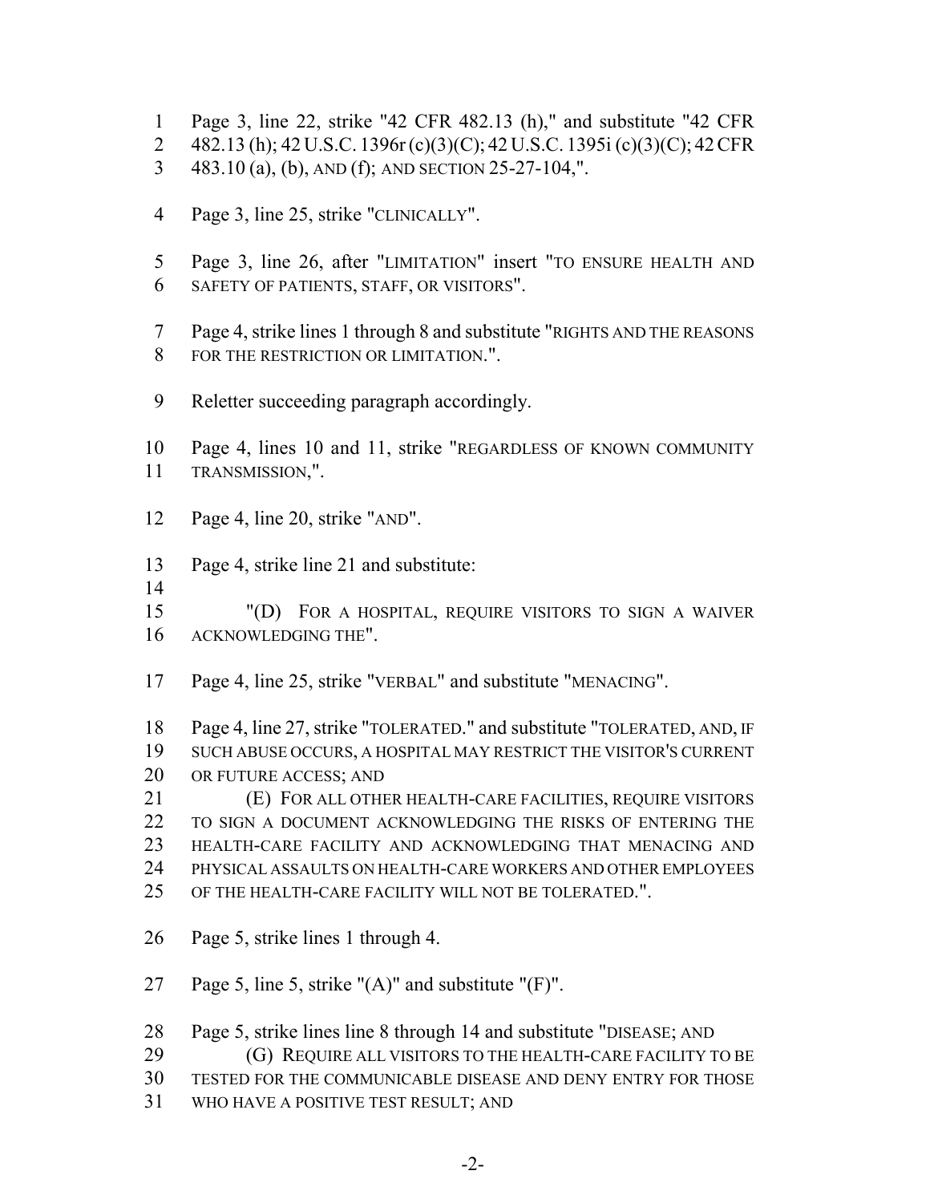Page 3, line 22, strike "42 CFR 482.13 (h)," and substitute "42 CFR 482.13 (h); 42 U.S.C. 1396r (c)(3)(C); 42 U.S.C. 1395i (c)(3)(C); 42 CFR 483.10 (a), (b), AND (f); AND SECTION 25-27-104,".

Page 3, line 25, strike "CLINICALLY".

Page 3, line 26, after "LIMITATION" insert "TO ENSURE HEALTH AND SAFETY OF PATIENTS, STAFF, OR VISITORS".

Page 4, strike lines 1 through 8 and substitute "RIGHTS AND THE REASONS FOR THE RESTRICTION OR LIMITATION.".

Reletter succeeding paragraph accordingly.

Page 4, lines 10 and 11, strike "REGARDLESS OF KNOWN COMMUNITY TRANSMISSION,".

Page 4, line 20, strike "AND".

Page 4, strike line 21 and substitute:

"(D) FOR A HOSPITAL, REQUIRE VISITORS TO SIGN A WAIVER ACKNOWLEDGING THE".

Page 4, line 25, strike "VERBAL" and substitute "MENACING".

Page 4, line 27, strike "TOLERATED." and substitute "TOLERATED, AND, IF SUCH ABUSE OCCURS, A HOSPITAL MAY RESTRICT THE VISITOR'S CURRENT OR FUTURE ACCESS; AND

(E) FOR ALL OTHER HEALTH-CARE FACILITIES, REQUIRE VISITORS TO SIGN A DOCUMENT ACKNOWLEDGING THE RISKS OF ENTERING THE HEALTH-CARE FACILITY AND ACKNOWLEDGING THAT MENACING AND PHYSICAL ASSAULTS ON HEALTH-CARE WORKERS AND OTHER EMPLOYEES OF THE HEALTH-CARE FACILITY WILL NOT BE TOLERATED.".

Page 5, strike lines 1 through 4.

Page 5, line 5, strike "(A)" and substitute "(F)".

Page 5, strike lines line 8 through 14 and substitute "DISEASE; AND

(G) REQUIRE ALL VISITORS TO THE HEALTH-CARE FACILITY TO BE TESTED FOR THE COMMUNICABLE DISEASE AND DENY ENTRY FOR THOSE WHO HAVE A POSITIVE TEST RESULT; AND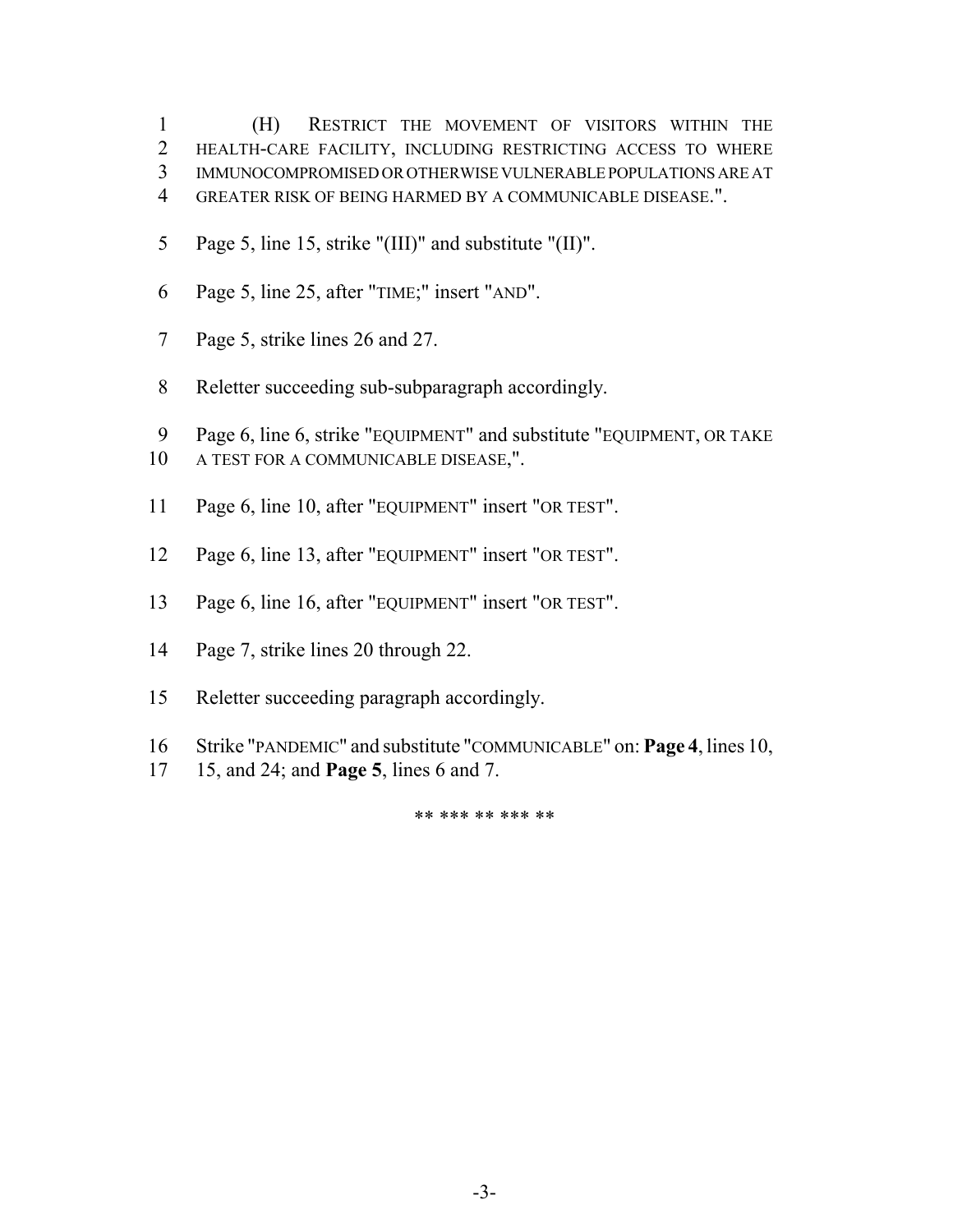(H) RESTRICT THE MOVEMENT OF VISITORS WITHIN THE HEALTH-CARE FACILITY, INCLUDING RESTRICTING ACCESS TO WHERE IMMUNOCOMPROMISED OR OTHERWISE VULNERABLE POPULATIONS ARE AT GREATER RISK OF BEING HARMED BY A COMMUNICABLE DISEASE.".

Page 5, line 15, strike "(III)" and substitute "(II)".

Page 5, line 25, after "TIME;" insert "AND".

Page 5, strike lines 26 and 27.

Reletter succeeding sub-subparagraph accordingly.

Page 6, line 6, strike "EQUIPMENT" and substitute "EQUIPMENT, OR TAKE A TEST FOR A COMMUNICABLE DISEASE,".

Page 6, line 10, after "EQUIPMENT" insert "OR TEST".

Page 6, line 13, after "EQUIPMENT" insert "OR TEST".

Page 6, line 16, after "EQUIPMENT" insert "OR TEST".

Page 7, strike lines 20 through 22.

Reletter succeeding paragraph accordingly.

Strike "PANDEMIC" and substitute "COMMUNICABLE" on: **Page 4**, lines 10, 15, and 24; and **Page 5**, lines 6 and 7.

** *** ** *** **